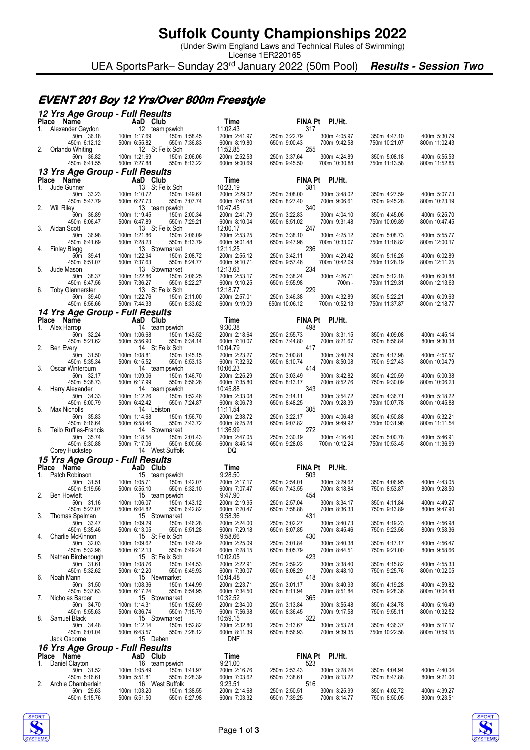# Suffolk County Championships 2022

(Under Swim England Laws and Technical Rules of Swimming)
License 1ER220165

UEA SportsPark– Sunday 23rd January 2022 (50m Pool) ***Results - Session Two***

## EVENT 201 Boy 12 Yrs/Over 800m Freestyle

### 12 Yrs Age Group - Full Results

| Place | Name | AaD | Club | Time | FINA Pt | Pl./Ht. |
|---|---|---|---|---|---|---|
| 1. | Alexander Gaydon | 12 | teamipswich | 11:02.43 | 317 | |
| | 50m 36.18 | 100m 1:17.69 | 150m 1:58.45 | 200m 2:41.97 | 250m 3:22.79 | 300m 4:05.97 | 350m 4:47.10 | 400m 5:30.79 |
| | 450m 6:12.12 | 500m 6:55.82 | 550m 7:36.83 | 600m 8:19.80 | 650m 9:00.43 | 700m 9:42.58 | 750m 10:21.07 | 800m 11:02.43 |
| 2. | Orlando Whiting | 12 | St Felix Sch | 11:52.85 | 255 | |
| | 50m 36.82 | 100m 1:21.69 | 150m 2:06.06 | 200m 2:52.53 | 250m 3:37.64 | 300m 4:24.89 | 350m 5:08.18 | 400m 5:55.53 |
| | 450m 6:41.55 | 500m 7:27.88 | 550m 8:13.22 | 600m 9:00.69 | 650m 9:45.50 | 700m 10:30.88 | 750m 11:13.58 | 800m 11:52.85 |

### 13 Yrs Age Group - Full Results

| Place | Name | AaD | Club | Time | FINA Pt | Pl./Ht. |
|---|---|---|---|---|---|---|
| 1. | Jude Gunner | 13 | St Felix Sch | 10:23.19 | 381 | |
| | 50m 33.23 | 100m 1:10.72 | 150m 1:49.61 | 200m 2:29.02 | 250m 3:08.00 | 300m 3:48.02 | 350m 4:27.59 | 400m 5:07.73 |
| | 450m 5:47.79 | 500m 6:27.73 | 550m 7:07.74 | 600m 7:47.58 | 650m 8:27.40 | 700m 9:06.61 | 750m 9:45.28 | 800m 10:23.19 |
| 2. | Will Riley | 13 | teamipswich | 10:47.45 | 340 | |
| | 50m 36.89 | 100m 1:19.45 | 150m 2:00.34 | 200m 2:41.79 | 250m 3:22.83 | 300m 4:04.10 | 350m 4:45.06 | 400m 5:25.70 |
| | 450m 6:06.47 | 500m 6:47.89 | 550m 7:29.21 | 600m 8:10.04 | 650m 8:51.02 | 700m 9:31.48 | 750m 10:09.89 | 800m 10:47.45 |
| 3. | Aidan Scott | 13 | St Felix Sch | 12:00.17 | 247 | |
| | 50m 36.98 | 100m 1:21.86 | 150m 2:06.09 | 200m 2:53.25 | 250m 3:38.10 | 300m 4:25.12 | 350m 5:08.73 | 400m 5:55.77 |
| | 450m 6:41.69 | 500m 7:28.23 | 550m 8:13.79 | 600m 9:01.48 | 650m 9:47.96 | 700m 10:33.07 | 750m 11:16.82 | 800m 12:00.17 |
| 4. | Finlay Blagg | 13 | Stowmarket | 12:11.25 | 236 | |
| | 50m 39.41 | 100m 1:22.94 | 150m 2:08.72 | 200m 2:55.12 | 250m 3:42.11 | 300m 4:29.42 | 350m 5:16.26 | 400m 6:02.89 |
| | 450m 6:51.07 | 500m 7:37.63 | 550m 8:24.77 | 600m 9:10.71 | 650m 9:57.46 | 700m 10:42.09 | 750m 11:28.19 | 800m 12:11.25 |
| 5. | Jude Mason | 13 | Stowmarket | 12:13.63 | 234 | |
| | 50m 38.37 | 100m 1:22.86 | 150m 2:06.25 | 200m 2:53.17 | 250m 3:38.24 | 300m 4:26.71 | 350m 5:12.18 | 400m 6:00.88 |
| | 450m 6:47.56 | 500m 7:36.27 | 550m 8:22.27 | 600m 9:10.25 | 650m 9:55.98 | 700m - | 750m 11:29.31 | 800m 12:13.63 |
| 6. | Toby Glennerster | 13 | St Felix Sch | 12:18.77 | 229 | |
| | 50m 39.40 | 100m 1:22.76 | 150m 2:11.00 | 200m 2:57.01 | 250m 3:46.38 | 300m 4:32.89 | 350m 5:22.21 | 400m 6:09.63 |
| | 450m 6:56.66 | 500m 7:44.33 | 550m 8:33.62 | 600m 9:19.09 | 650m 10:06.12 | 700m 10:52.13 | 750m 11:37.87 | 800m 12:18.77 |

### 14 Yrs Age Group - Full Results

| Place | Name | AaD | Club | Time | FINA Pt | Pl./Ht. |
|---|---|---|---|---|---|---|
| 1. | Alex Harrop | 14 | teamipswich | 9:30.38 | 498 | |
| | 50m 32.24 | 100m 1:06.68 | 150m 1:43.52 | 200m 2:18.64 | 250m 2:55.73 | 300m 3:31.15 | 350m 4:09.08 | 400m 4:45.14 |
| | 450m 5:21.62 | 500m 5:56.90 | 550m 6:34.14 | 600m 7:10.07 | 650m 7:44.80 | 700m 8:21.67 | 750m 8:56.84 | 800m 9:30.38 |
| 2. | Ben Every | 14 | St Felix Sch | 10:04.79 | 417 | |
| | 50m 31.50 | 100m 1:08.81 | 150m 1:45.15 | 200m 2:23.27 | 250m 3:00.81 | 300m 3:40.29 | 350m 4:17.98 | 400m 4:57.57 |
| | 450m 5:35.34 | 500m 6:15.52 | 550m 6:53.13 | 600m 7:32.92 | 650m 8:10.74 | 700m 8:50.08 | 750m 9:27.43 | 800m 10:04.79 |
| 3. | Oscar Winterburn | 14 | teamipswich | 10:06.23 | 414 | |
| | 50m 32.17 | 100m 1:09.06 | 150m 1:46.70 | 200m 2:25.29 | 250m 3:03.49 | 300m 3:42.82 | 350m 4:20.59 | 400m 5:00.38 |
| | 450m 5:38.73 | 500m 6:17.99 | 550m 6:56.26 | 600m 7:35.80 | 650m 8:13.17 | 700m 8:52.76 | 750m 9:30.09 | 800m 10:06.23 |
| 4. | Harry Alexander | 14 | teamipswich | 10:45.88 | 343 | |
| | 50m 34.33 | 100m 1:12.26 | 150m 1:52.46 | 200m 2:33.08 | 250m 3:14.11 | 300m 3:54.72 | 350m 4:36.71 | 400m 5:18.22 |
| | 450m 6:00.79 | 500m 6:42.42 | 550m 7:24.87 | 600m 8:06.73 | 650m 8:48.25 | 700m 9:28.39 | 750m 10:07.78 | 800m 10:45.88 |
| 5. | Max Nicholls | 14 | Leiston | 11:11.54 | 305 | |
| | 50m 35.83 | 100m 1:14.68 | 150m 1:56.70 | 200m 2:38.72 | 250m 3:22.17 | 300m 4:06.48 | 350m 4:50.88 | 400m 5:32.21 |
| | 450m 6:16.64 | 500m 6:58.46 | 550m 7:43.72 | 600m 8:25.28 | 650m 9:07.82 | 700m 9:49.92 | 750m 10:31.96 | 800m 11:11.54 |
| 6. | Teilo Ruffles-Francis | 14 | Stowmarket | 11:36.99 | 272 | |
| | 50m 35.74 | 100m 1:18.54 | 150m 2:01.43 | 200m 2:47.05 | 250m 3:30.19 | 300m 4:16.40 | 350m 5:00.78 | 400m 5:46.91 |
| | 450m 6:30.88 | 500m 7:17.06 | 550m 8:00.56 | 600m 8:45.14 | 650m 9:28.03 | 700m 10:12.24 | 750m 10:53.45 | 800m 11:36.99 |
| | Corey Huckstep | 14 | West Suffolk | DQ | | |

### 15 Yrs Age Group - Full Results

| Place | Name | AaD | Club | Time | FINA Pt | Pl./Ht. |
|---|---|---|---|---|---|---|
| 1. | Patch Robinson | 15 | teamipswich | 9:28.50 | 503 | |
| | 50m 31.51 | 100m 1:05.71 | 150m 1:42.07 | 200m 2:17.17 | 250m 2:54.01 | 300m 3:29.62 | 350m 4:06.95 | 400m 4:43.05 |
| | 450m 5:19.56 | 500m 5:55.10 | 550m 6:32.10 | 600m 7:07.47 | 650m 7:43.55 | 700m 8:18.84 | 750m 8:53.87 | 800m 9:28.50 |
| 2. | Ben Howlett | 15 | teamipswich | 9:47.90 | 454 | |
| | 50m 31.16 | 100m 1:06.07 | 150m 1:43.12 | 200m 2:19.95 | 250m 2:57.04 | 300m 3:34.17 | 350m 4:11.84 | 400m 4:49.27 |
| | 450m 5:27.07 | 500m 6:04.82 | 550m 6:42.82 | 600m 7:20.47 | 650m 7:58.88 | 700m 8:36.33 | 750m 9:13.89 | 800m 9:47.90 |
| 3. | Thomas Spelman | 15 | Stowmarket | 9:58.36 | 431 | |
| | 50m 33.47 | 100m 1:09.29 | 150m 1:46.28 | 200m 2:24.00 | 250m 3:02.27 | 300m 3:40.73 | 350m 4:19.23 | 400m 4:56.98 |
| | 450m 5:35.46 | 500m 6:13.05 | 550m 6:51.28 | 600m 7:29.18 | 650m 8:07.85 | 700m 8:45.46 | 750m 9:23.56 | 800m 9:58.36 |
| 4. | Charlie McKinnon | 15 | St Felix Sch | 9:58.66 | 430 | |
| | 50m 32.03 | 100m 1:09.62 | 150m 1:46.49 | 200m 2:25.09 | 250m 3:01.84 | 300m 3:40.38 | 350m 4:17.17 | 400m 4:56.47 |
| | 450m 5:32.96 | 500m 6:12.13 | 550m 6:49.24 | 600m 7:28.15 | 650m 8:05.79 | 700m 8:44.51 | 750m 9:21.00 | 800m 9:58.66 |
| 5. | Nathan Birchenough | 15 | St Felix Sch | 10:02.05 | 423 | |
| | 50m 31.61 | 100m 1:08.76 | 150m 1:44.53 | 200m 2:22.91 | 250m 2:59.22 | 300m 3:38.40 | 350m 4:15.82 | 400m 4:55.33 |
| | 450m 5:32.62 | 500m 6:12.20 | 550m 6:49.93 | 600m 7:30.07 | 650m 8:08.29 | 700m 8:48.10 | 750m 9:25.76 | 800m 10:02.05 |
| 6. | Noah Mann | 15 | Newmarket | 10:04.48 | 418 | |
| | 50m 31.50 | 100m 1:08.36 | 150m 1:44.99 | 200m 2:23.71 | 250m 3:01.17 | 300m 3:40.93 | 350m 4:19.28 | 400m 4:59.82 |
| | 450m 5:37.63 | 500m 6:17.24 | 550m 6:54.95 | 600m 7:34.50 | 650m 8:11.94 | 700m 8:51.84 | 750m 9:28.36 | 800m 10:04.48 |
| 7. | Nicholas Barber | 15 | Stowmarket | 10:32.52 | 365 | |
| | 50m 34.70 | 100m 1:14.31 | 150m 1:52.69 | 200m 2:34.00 | 250m 3:13.84 | 300m 3:55.48 | 350m 4:34.78 | 400m 5:16.49 |
| | 450m 5:55.63 | 500m 6:36.74 | 550m 7:15.79 | 600m 7:56.98 | 650m 8:36.45 | 700m 9:17.58 | 750m 9:55.11 | 800m 10:32.52 |
| 8. | Samuel Black | 15 | Stowmarket | 10:59.15 | 322 | |
| | 50m 34.48 | 100m 1:12.14 | 150m 1:52.82 | 200m 2:32.80 | 250m 3:13.67 | 300m 3:53.78 | 350m 4:36.37 | 400m 5:17.17 |
| | 450m 6:01.04 | 500m 6:43.57 | 550m 7:28.12 | 600m 8:11.39 | 650m 8:56.93 | 700m 9:39.35 | 750m 10:22.58 | 800m 10:59.15 |
| | Jack Osborne | 15 | Deben | DNF | | |

### 16 Yrs Age Group - Full Results

| Place | Name | AaD | Club | Time | FINA Pt | Pl./Ht. |
|---|---|---|---|---|---|---|
| 1. | Daniel Clayton | 16 | teamipswich | 9:21.00 | 523 | |
| | 50m 31.52 | 100m 1:05.49 | 150m 1:41.97 | 200m 2:16.76 | 250m 2:53.43 | 300m 3:28.24 | 350m 4:04.94 | 400m 4:40.04 |
| | 450m 5:16.61 | 500m 5:51.81 | 550m 6:28.39 | 600m 7:03.62 | 650m 7:38.61 | 700m 8:13.22 | 750m 8:47.88 | 800m 9:21.00 |
| 2. | Archie Chamberlain | 16 | West Suffolk | 9:23.51 | 516 | |
| | 50m 29.63 | 100m 1:03.20 | 150m 1:38.55 | 200m 2:14.68 | 250m 2:50.51 | 300m 3:25.99 | 350m 4:02.72 | 400m 4:39.27 |
| | 450m 5:15.76 | 500m 5:51.50 | 550m 6:27.98 | 600m 7:03.32 | 650m 7:39.25 | 700m 8:14.77 | 750m 8:50.05 | 800m 9:23.51 |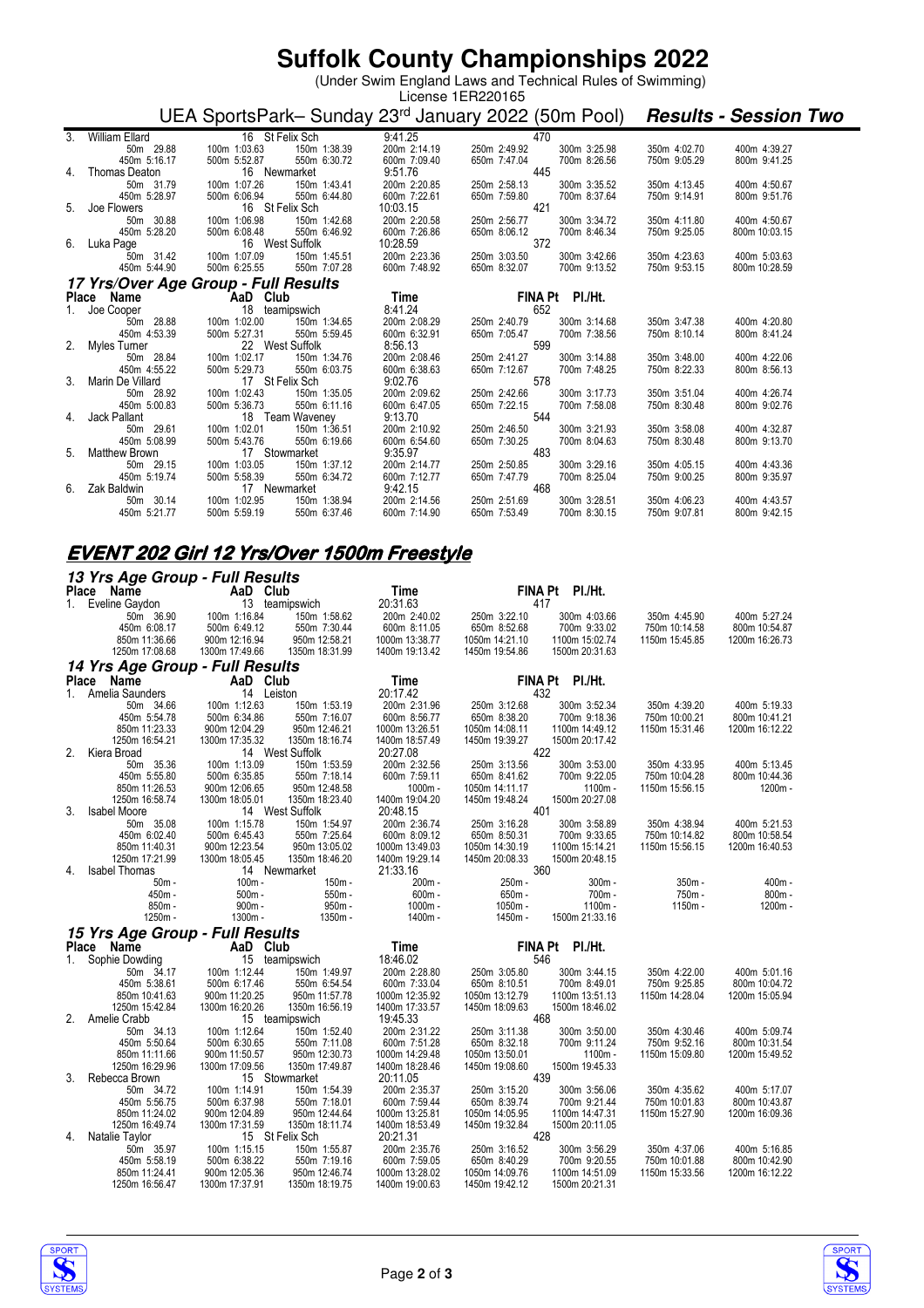# Suffolk County Championships 2022

(Under Swim England Laws and Technical Rules of Swimming)
License 1ER220165

UEA SportsPark– Sunday 23rd January 2022 (50m Pool) ***Results - Session Two***

| Place | Name | AaD | Club | Time | FINA Pt | Pl./Ht. |
|---|---|---|---|---|---|---|
| 3. | William Ellard | 16 | St Felix Sch | 9:41.25 | 470 | |
| | 50m 29.88 / 100m 1:03.63 / 150m 1:38.39 / 200m 2:14.19 / 250m 2:49.92 / 300m 3:25.98 / 350m 4:02.70 / 400m 4:39.27 / 450m 5:16.17 / 500m 5:52.87 / 550m 6:30.72 / 600m 7:09.40 / 650m 7:47.04 / 700m 8:26.56 / 750m 9:05.29 / 800m 9:41.25 | | | | | |
| 4. | Thomas Deaton | 16 | Newmarket | 9:51.76 | 445 | |
| | 50m 31.79 / 100m 1:07.26 / 150m 1:43.41 / 200m 2:20.85 / 250m 2:58.13 / 300m 3:35.52 / 350m 4:13.45 / 400m 4:50.67 / 450m 5:28.97 / 500m 6:06.94 / 550m 6:44.80 / 600m 7:22.61 / 650m 7:59.80 / 700m 8:37.64 / 750m 9:14.91 / 800m 9:51.76 | | | | | |
| 5. | Joe Flowers | 16 | St Felix Sch | 10:03.15 | 421 | |
| | 50m 30.88 / 100m 1:06.98 / 150m 1:42.68 / 200m 2:20.58 / 250m 2:56.77 / 300m 3:34.72 / 350m 4:11.80 / 400m 4:50.67 / 450m 5:28.20 / 500m 6:08.48 / 550m 6:46.92 / 600m 7:26.86 / 650m 8:06.12 / 700m 8:46.34 / 750m 9:25.05 / 800m 10:03.15 | | | | | |
| 6. | Luka Page | 16 | West Suffolk | 10:28.59 | 372 | |
| | 50m 31.42 / 100m 1:07.09 / 150m 1:45.51 / 200m 2:23.36 / 250m 3:03.50 / 300m 3:42.66 / 350m 4:23.63 / 400m 5:03.63 / 450m 5:44.90 / 500m 6:25.55 / 550m 7:07.28 / 600m 7:48.92 / 650m 8:32.07 / 700m 9:13.52 / 750m 9:53.15 / 800m 10:28.59 | | | | | |

### 17 Yrs/Over Age Group - Full Results

| Place | Name | AaD | Club | Time | FINA Pt | Pl./Ht. |
|---|---|---|---|---|---|---|
| 1. | Joe Cooper | 18 | teamipswich | 8:41.24 | 652 | |
| | 50m 28.88 / 100m 1:02.00 / 150m 1:34.65 / 200m 2:08.29 / 250m 2:40.79 / 300m 3:14.68 / 350m 3:47.38 / 400m 4:20.80 / 450m 4:53.39 / 500m 5:27.31 / 550m 5:59.45 / 600m 6:32.91 / 650m 7:05.47 / 700m 7:38.56 / 750m 8:10.14 / 800m 8:41.24 | | | | | |
| 2. | Myles Turner | 22 | West Suffolk | 8:56.13 | 599 | |
| | 50m 28.84 / 100m 1:02.17 / 150m 1:34.76 / 200m 2:08.46 / 250m 2:41.27 / 300m 3:14.88 / 350m 3:48.00 / 400m 4:22.06 / 450m 4:55.22 / 500m 5:29.73 / 550m 6:03.75 / 600m 6:38.63 / 650m 7:12.67 / 700m 7:48.25 / 750m 8:22.33 / 800m 8:56.13 | | | | | |
| 3. | Marin De Villard | 17 | St Felix Sch | 9:02.76 | 578 | |
| | 50m 28.92 / 100m 1:02.43 / 150m 1:35.05 / 200m 2:09.62 / 250m 2:42.66 / 300m 3:17.73 / 350m 3:51.04 / 400m 4:26.74 / 450m 5:00.83 / 500m 5:36.73 / 550m 6:11.16 / 600m 6:47.05 / 650m 7:22.15 / 700m 7:58.08 / 750m 8:30.48 / 800m 9:02.76 | | | | | |
| 4. | Jack Pallant | 18 | Team Waveney | 9:13.70 | 544 | |
| | 50m 29.61 / 100m 1:02.01 / 150m 1:36.51 / 200m 2:10.92 / 250m 2:46.50 / 300m 3:21.93 / 350m 3:58.08 / 400m 4:32.87 / 450m 5:08.99 / 500m 5:43.76 / 550m 6:19.66 / 600m 6:54.60 / 650m 7:30.25 / 700m 8:04.63 / 750m 8:30.48 / 800m 9:13.70 | | | | | |
| 5. | Matthew Brown | 17 | Stowmarket | 9:35.97 | 483 | |
| | 50m 29.15 / 100m 1:03.05 / 150m 1:37.12 / 200m 2:14.77 / 250m 2:50.85 / 300m 3:29.16 / 350m 4:05.15 / 400m 4:43.36 / 450m 5:19.74 / 500m 5:58.39 / 550m 6:34.72 / 600m 7:12.77 / 650m 7:47.79 / 700m 8:25.04 / 750m 9:00.25 / 800m 9:35.97 | | | | | |
| 6. | Zak Baldwin | 17 | Newmarket | 9:42.15 | 468 | |
| | 50m 30.14 / 100m 1:02.95 / 150m 1:38.94 / 200m 2:14.56 / 250m 2:51.69 / 300m 3:28.51 / 350m 4:06.23 / 400m 4:43.57 / 450m 5:21.77 / 500m 5:59.19 / 550m 6:37.46 / 600m 7:14.90 / 650m 7:53.49 / 700m 8:30.15 / 750m 9:07.81 / 800m 9:42.15 | | | | | |

## EVENT 202 Girl 12 Yrs/Over 1500m Freestyle

### 13 Yrs Age Group - Full Results

| Place | Name | AaD | Club | Time | FINA Pt | Pl./Ht. |
|---|---|---|---|---|---|---|
| 1. | Eveline Gaydon | 13 | teamipswich | 20:31.63 | 417 | |
| | 50m 36.90 / 100m 1:16.84 / 150m 1:58.62 / 200m 2:40.02 / 250m 3:22.10 / 300m 4:03.66 / 350m 4:45.90 / 400m 5:27.24 / 450m 6:08.17 / 500m 6:49.12 / 550m 7:30.44 / 600m 8:11.05 / 650m 8:52.68 / 700m 9:33.02 / 750m 10:14.58 / 800m 10:54.87 / 850m 11:36.66 / 900m 12:16.94 / 950m 12:58.21 / 1000m 13:38.77 / 1050m 14:21.10 / 1100m 15:02.74 / 1150m 15:45.85 / 1200m 16:26.73 / 1250m 17:08.68 / 1300m 17:49.66 / 1350m 18:31.99 / 1400m 19:13.42 / 1450m 19:54.86 / 1500m 20:31.63 | | | | | |

### 14 Yrs Age Group - Full Results

| Place | Name | AaD | Club | Time | FINA Pt | Pl./Ht. |
|---|---|---|---|---|---|---|
| 1. | Amelia Saunders | 14 | Leiston | 20:17.42 | 432 | |
| | 50m 34.66 / 100m 1:12.63 / 150m 1:53.19 / 200m 2:31.96 / 250m 3:12.68 / 300m 3:52.34 / 350m 4:39.20 / 400m 5:19.33 / 450m 5:54.78 / 500m 6:34.86 / 550m 7:16.07 / 600m 8:56.77 / 650m 8:38.20 / 700m 9:18.36 / 750m 10:00.21 / 800m 10:41.21 / 850m 11:23.33 / 900m 12:04.29 / 950m 12:46.21 / 1000m 13:26.51 / 1050m 14:08.11 / 1100m 14:49.12 / 1150m 15:31.46 / 1200m 16:12.22 / 1250m 16:54.21 / 1300m 17:35.32 / 1350m 18:16.74 / 1400m 18:57.49 / 1450m 19:39.27 / 1500m 20:17.42 | | | | | |
| 2. | Kiera Broad | 14 | West Suffolk | 20:27.08 | 422 | |
| | 50m 35.36 / 100m 1:13.09 / 150m 1:53.59 / 200m 2:32.56 / 250m 3:13.56 / 300m 3:53.00 / 350m 4:33.95 / 400m 5:13.45 / 450m 5:55.80 / 500m 6:35.85 / 550m 7:18.14 / 600m 7:59.11 / 650m 8:41.62 / 700m 9:22.05 / 750m 10:04.28 / 800m 10:44.36 / 850m 11:26.53 / 900m 12:06.65 / 950m 12:48.58 / 1000m - / 1050m 14:11.17 / 1100m - / 1150m 15:56.15 / 1200m - / 1250m 16:58.74 / 1300m 18:05.01 / 1350m 18:23.40 / 1400m 19:04.20 / 1450m 19:48.24 / 1500m 20:27.08 | | | | | |
| 3. | Isabel Moore | 14 | West Suffolk | 20:48.15 | 401 | |
| | 50m 35.08 / 100m 1:15.78 / 150m 1:54.97 / 200m 2:36.74 / 250m 3:16.28 / 300m 3:58.89 / 350m 4:38.94 / 400m 5:21.53 / 450m 6:02.40 / 500m 6:45.43 / 550m 7:25.64 / 600m 8:09.12 / 650m 8:50.31 / 700m 9:33.65 / 750m 10:14.82 / 800m 10:58.54 / 850m 11:40.31 / 900m 12:23.54 / 950m 13:05.02 / 1000m 13:49.03 / 1050m 14:30.19 / 1100m 15:14.21 / 1150m 15:56.15 / 1200m 16:40.53 / 1250m 17:21.99 / 1300m 18:05.45 / 1350m 18:46.20 / 1400m 19:29.14 / 1450m 20:08.33 / 1500m 20:48.15 | | | | | |
| 4. | Isabel Thomas | 14 | Newmarket | 21:33.16 | 360 | |
| | 50m - / 100m - / 150m - / 200m - / 250m - / 300m - / 350m - / 400m - / 450m - / 500m - / 550m - / 600m - / 650m - / 700m - / 750m - / 800m - / 850m - / 900m - / 950m - / 1000m - / 1050m - / 1100m - / 1150m - / 1200m - / 1250m - / 1300m - / 1350m - / 1400m - / 1450m - / 1500m 21:33.16 | | | | | |

### 15 Yrs Age Group - Full Results

| Place | Name | AaD | Club | Time | FINA Pt | Pl./Ht. |
|---|---|---|---|---|---|---|
| 1. | Sophie Dowding | 15 | teamipswich | 18:46.02 | 546 | |
| | 50m 34.17 / 100m 1:12.44 / 150m 1:49.97 / 200m 2:28.80 / 250m 3:05.80 / 300m 3:44.15 / 350m 4:22.00 / 400m 5:01.16 / 450m 5:38.61 / 500m 6:17.46 / 550m 6:54.54 / 600m 7:33.04 / 650m 8:10.51 / 700m 8:49.01 / 750m 9:25.85 / 800m 10:04.72 / 850m 10:41.63 / 900m 11:20.25 / 950m 11:57.78 / 1000m 12:35.92 / 1050m 13:12.79 / 1100m 13:51.13 / 1150m 14:28.04 / 1200m 15:05.94 / 1250m 15:42.84 / 1300m 16:20.26 / 1350m 16:56.19 / 1400m 17:33.57 / 1450m 18:09.63 / 1500m 18:46.02 | | | | | |
| 2. | Amelie Crabb | 15 | teamipswich | 19:45.33 | 468 | |
| | 50m 34.13 / 100m 1:12.64 / 150m 1:52.40 / 200m 2:31.22 / 250m 3:11.38 / 300m 3:50.00 / 350m 4:30.46 / 400m 5:09.74 / 450m 5:50.64 / 500m 6:30.65 / 550m 7:11.08 / 600m 7:51.28 / 650m 8:32.18 / 700m 9:11.24 / 750m 9:52.16 / 800m 10:31.54 / 850m 11:11.66 / 900m 11:50.57 / 950m 12:30.73 / 1000m 14:29.48 / 1050m 13:50.01 / 1100m - / 1150m 15:09.80 / 1200m 15:49.52 / 1250m 16:29.96 / 1300m 17:09.56 / 1350m 17:49.87 / 1400m 18:28.46 / 1450m 19:08.60 / 1500m 19:45.33 | | | | | |
| 3. | Rebecca Brown | 15 | Stowmarket | 20:11.05 | 439 | |
| | 50m 34.72 / 100m 1:14.91 / 150m 1:54.39 / 200m 2:35.37 / 250m 3:15.20 / 300m 3:56.06 / 350m 4:35.62 / 400m 5:17.07 / 450m 5:56.75 / 500m 6:37.98 / 550m 7:18.01 / 600m 7:59.44 / 650m 8:39.74 / 700m 9:21.44 / 750m 10:01.83 / 800m 10:43.87 / 850m 11:24.02 / 900m 12:04.89 / 950m 12:44.64 / 1000m 13:25.81 / 1050m 14:05.95 / 1100m 14:47.31 / 1150m 15:27.90 / 1200m 16:09.36 / 1250m 16:49.74 / 1300m 17:31.59 / 1350m 18:11.74 / 1400m 18:53.49 / 1450m 19:32.84 / 1500m 20:11.05 | | | | | |
| 4. | Natalie Taylor | 15 | St Felix Sch | 20:21.31 | 428 | |
| | 50m 35.97 / 100m 1:15.15 / 150m 1:55.87 / 200m 2:35.76 / 250m 3:16.52 / 300m 3:56.29 / 350m 4:37.06 / 400m 5:16.85 / 450m 5:58.19 / 500m 6:38.22 / 550m 7:19.16 / 600m 7:59.05 / 650m 8:40.29 / 700m 9:20.55 / 750m 10:01.88 / 800m 10:42.90 / 850m 11:24.41 / 900m 12:05.36 / 950m 12:46.74 / 1000m 13:28.02 / 1050m 14:09.76 / 1100m 14:51.09 / 1150m 15:33.56 / 1200m 16:12.22 / 1250m 16:56.47 / 1300m 17:37.91 / 1350m 18:19.75 / 1400m 19:00.63 / 1450m 19:42.12 / 1500m 20:21.31 | | | | | |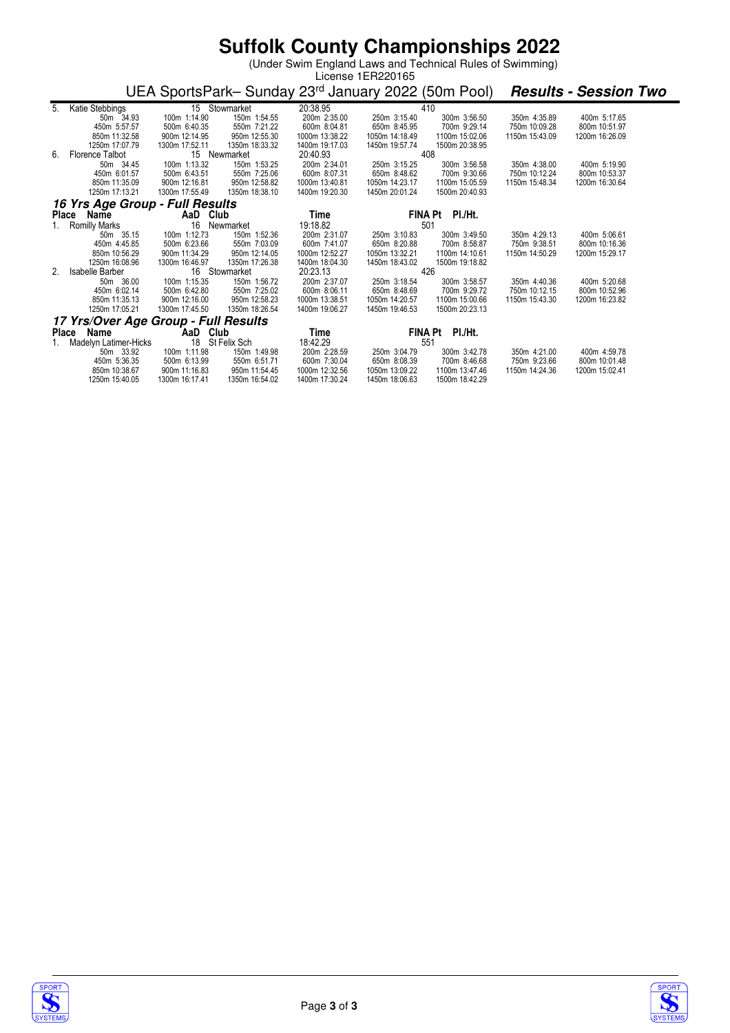# Suffolk County Championships 2022

(Under Swim England Laws and Technical Rules of Swimming)
License 1ER220165

UEA SportsPark– Sunday 23rd January 2022 (50m Pool) ***Results - Session Two***

| | | | | | | | |
|---|---|---|---|---|---|---|---|
| 5. Katie Stebbings | 15 Stowmarket | | 20:38.95 | | 410 | | |
| 50m 34.93 | 100m 1:14.90 | 150m 1:54.55 | 200m 2:35.00 | 250m 3:15.40 | 300m 3:56.50 | 350m 4:35.89 | 400m 5:17.65 |
| 450m 5:57.57 | 500m 6:40.35 | 550m 7:21.22 | 600m 8:04.81 | 650m 8:45.95 | 700m 9:29.14 | 750m 10:09.28 | 800m 10:51.97 |
| 850m 11:32.58 | 900m 12:14.95 | 950m 12:55.30 | 1000m 13:38.22 | 1050m 14:18.49 | 1100m 15:02.06 | 1150m 15:43.09 | 1200m 16:26.09 |
| 1250m 17:07.79 | 1300m 17:52.11 | 1350m 18:33.32 | 1400m 19:17.03 | 1450m 19:57.74 | 1500m 20:38.95 | | |
| 6. Florence Talbot | 15 Newmarket | | 20:40.93 | | 408 | | |
| 50m 34.45 | 100m 1:13.32 | 150m 1:53.25 | 200m 2:34.01 | 250m 3:15.25 | 300m 3:56.58 | 350m 4:38.00 | 400m 5:19.90 |
| 450m 6:01.57 | 500m 6:43.51 | 550m 7:25.06 | 600m 8:07.31 | 650m 8:48.62 | 700m 9:30.66 | 750m 10:12.24 | 800m 10:53.37 |
| 850m 11:35.09 | 900m 12:16.81 | 950m 12:58.82 | 1000m 13:40.81 | 1050m 14:23.17 | 1100m 15:05.59 | 1150m 15:48.34 | 1200m 16:30.64 |
| 1250m 17:13.21 | 1300m 17:55.49 | 1350m 18:38.10 | 1400m 19:20.30 | 1450m 20:01.24 | 1500m 20:40.93 | | |

### *16 Yrs Age Group - Full Results*

| Place Name | AaD Club | | Time | | FINA Pt Pl./Ht. | | |
|---|---|---|---|---|---|---|---|
| 1. Romilly Marks | 16 Newmarket | | 19:18.82 | | 501 | | |
| 50m 35.15 | 100m 1:12.73 | 150m 1:52.36 | 200m 2:31.07 | 250m 3:10.83 | 300m 3:49.50 | 350m 4:29.13 | 400m 5:06.61 |
| 450m 4:45.85 | 500m 6:23.66 | 550m 7:03.09 | 600m 7:41.07 | 650m 8:20.88 | 700m 8:58.87 | 750m 9:38.51 | 800m 10:16.36 |
| 850m 10:56.29 | 900m 11:34.29 | 950m 12:14.05 | 1000m 12:52.27 | 1050m 13:32.21 | 1100m 14:10.61 | 1150m 14:50.29 | 1200m 15:29.17 |
| 1250m 16:08.96 | 1300m 16:46.97 | 1350m 17:26.38 | 1400m 18:04.30 | 1450m 18:43.02 | 1500m 19:18.82 | | |
| 2. Isabelle Barber | 16 Stowmarket | | 20:23.13 | | 426 | | |
| 50m 36.00 | 100m 1:15.35 | 150m 1:56.72 | 200m 2:37.07 | 250m 3:18.54 | 300m 3:58.57 | 350m 4:40.36 | 400m 5:20.68 |
| 450m 6:02.14 | 500m 6:42.80 | 550m 7:25.02 | 600m 8:06.11 | 650m 8:48.69 | 700m 9:29.72 | 750m 10:12.15 | 800m 10:52.96 |
| 850m 11:35.13 | 900m 12:16.00 | 950m 12:58.23 | 1000m 13:38.51 | 1050m 14:20.57 | 1100m 15:00.66 | 1150m 15:43.30 | 1200m 16:23.82 |
| 1250m 17:05.21 | 1300m 17:45.50 | 1350m 18:26.54 | 1400m 19:06.27 | 1450m 19:46.53 | 1500m 20:23.13 | | |

### *17 Yrs/Over Age Group - Full Results*

| Place Name | AaD Club | | Time | | FINA Pt Pl./Ht. | | |
|---|---|---|---|---|---|---|---|
| 1. Madelyn Latimer-Hicks | 18 St Felix Sch | | 18:42.29 | | 551 | | |
| 50m 33.92 | 100m 1:11.98 | 150m 1:49.98 | 200m 2:28.59 | 250m 3:04.79 | 300m 3:42.78 | 350m 4:21.00 | 400m 4:59.78 |
| 450m 5:36.35 | 500m 6:13.99 | 550m 6:51.71 | 600m 7:30.04 | 650m 8:08.39 | 700m 8:46.68 | 750m 9:23.66 | 800m 10:01.48 |
| 850m 10:38.67 | 900m 11:16.83 | 950m 11:54.45 | 1000m 12:32.56 | 1050m 13:09.22 | 1100m 13:47.46 | 1150m 14:24.36 | 1200m 15:02.41 |
| 1250m 15:40.05 | 1300m 16:17.41 | 1350m 16:54.02 | 1400m 17:30.24 | 1450m 18:06.63 | 1500m 18:42.29 | | |